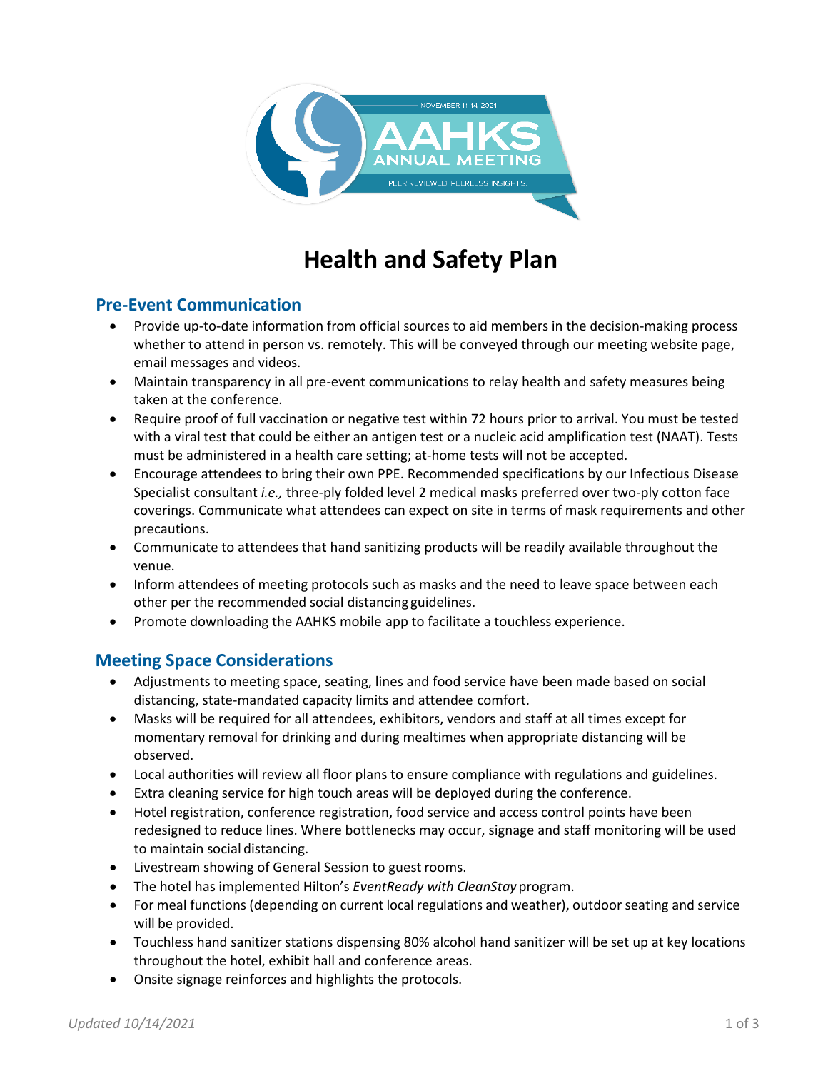NOVEMBER 11-14, 2021

AAHKS ANNUAL MEETING

PEER REVIEWED. PEERLESS INSIGHTS.

# Health and Safety Plan

## Pre-Event Communication

- Provide up-to-date information from official sources to aid members in the decision-making process whether to attend in person vs. remotely. This will be conveyed through our meeting website page, email messages and videos.
- Maintain transparency in all pre-event communications to relay health and safety measures being taken at the conference.
- Require proof of full vaccination or negative test within 72 hours prior to arrival. You must be tested with a viral test that could be either an antigen test or a nucleic acid amplification test (NAAT). Tests must be administered in a health care setting; at-home tests will not be accepted.
- Encourage attendees to bring their own PPE. Recommended specifications by our Infectious Disease Specialist consultant *i.e.,* three-ply folded level 2 medical masks preferred over two-ply cotton face coverings. Communicate what attendees can expect on site in terms of mask requirements and other precautions.
- Communicate to attendees that hand sanitizing products will be readily available throughout the venue.
- Inform attendees of meeting protocols such as masks and the need to leave space between each other per the recommended social distancing guidelines.
- Promote downloading the AAHKS mobile app to facilitate a touchless experience.

## Meeting Space Considerations

- Adjustments to meeting space, seating, lines and food service have been made based on social distancing, state-mandated capacity limits and attendee comfort.
- Masks will be required for all attendees, exhibitors, vendors and staff at all times except for momentary removal for drinking and during mealtimes when appropriate distancing will be observed.
- Local authorities will review all floor plans to ensure compliance with regulations and guidelines.
- Extra cleaning service for high touch areas will be deployed during the conference.
- Hotel registration, conference registration, food service and access control points have been redesigned to reduce lines. Where bottlenecks may occur, signage and staff monitoring will be used to maintain social distancing.
- Livestream showing of General Session to guest rooms.
- The hotel has implemented Hilton's *EventReady with CleanStay* program.
- For meal functions (depending on current local regulations and weather), outdoor seating and service will be provided.
- Touchless hand sanitizer stations dispensing 80% alcohol hand sanitizer will be set up at key locations throughout the hotel, exhibit hall and conference areas.
- Onsite signage reinforces and highlights the protocols.

*Updated 10/14/2021*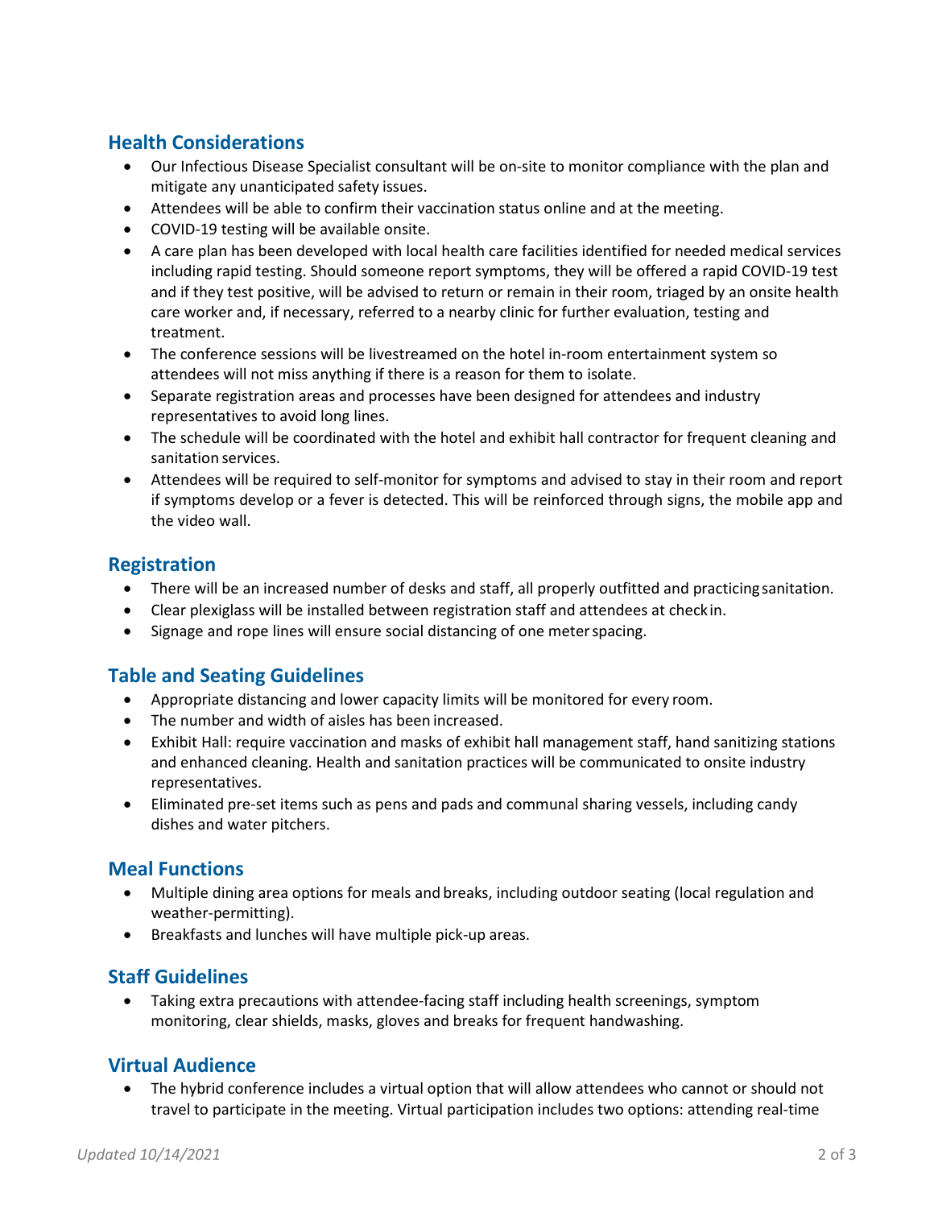## Health Considerations

- Our Infectious Disease Specialist consultant will be on-site to monitor compliance with the plan and mitigate any unanticipated safety issues.
- Attendees will be able to confirm their vaccination status online and at the meeting.
- COVID-19 testing will be available onsite.
- A care plan has been developed with local health care facilities identified for needed medical services including rapid testing. Should someone report symptoms, they will be offered a rapid COVID-19 test and if they test positive, will be advised to return or remain in their room, triaged by an onsite health care worker and, if necessary, referred to a nearby clinic for further evaluation, testing and treatment.
- The conference sessions will be livestreamed on the hotel in-room entertainment system so attendees will not miss anything if there is a reason for them to isolate.
- Separate registration areas and processes have been designed for attendees and industry representatives to avoid long lines.
- The schedule will be coordinated with the hotel and exhibit hall contractor for frequent cleaning and sanitation services.
- Attendees will be required to self-monitor for symptoms and advised to stay in their room and report if symptoms develop or a fever is detected. This will be reinforced through signs, the mobile app and the video wall.

## Registration

- There will be an increased number of desks and staff, all properly outfitted and practicing sanitation.
- Clear plexiglass will be installed between registration staff and attendees at check in.
- Signage and rope lines will ensure social distancing of one meter spacing.

## Table and Seating Guidelines

- Appropriate distancing and lower capacity limits will be monitored for every room.
- The number and width of aisles has been increased.
- Exhibit Hall: require vaccination and masks of exhibit hall management staff, hand sanitizing stations and enhanced cleaning. Health and sanitation practices will be communicated to onsite industry representatives.
- Eliminated pre-set items such as pens and pads and communal sharing vessels, including candy dishes and water pitchers.

## Meal Functions

- Multiple dining area options for meals and breaks, including outdoor seating (local regulation and weather-permitting).
- Breakfasts and lunches will have multiple pick-up areas.

## Staff Guidelines

- Taking extra precautions with attendee-facing staff including health screenings, symptom monitoring, clear shields, masks, gloves and breaks for frequent handwashing.

## Virtual Audience

- The hybrid conference includes a virtual option that will allow attendees who cannot or should not travel to participate in the meeting. Virtual participation includes two options: attending real-time

*Updated 10/14/2021*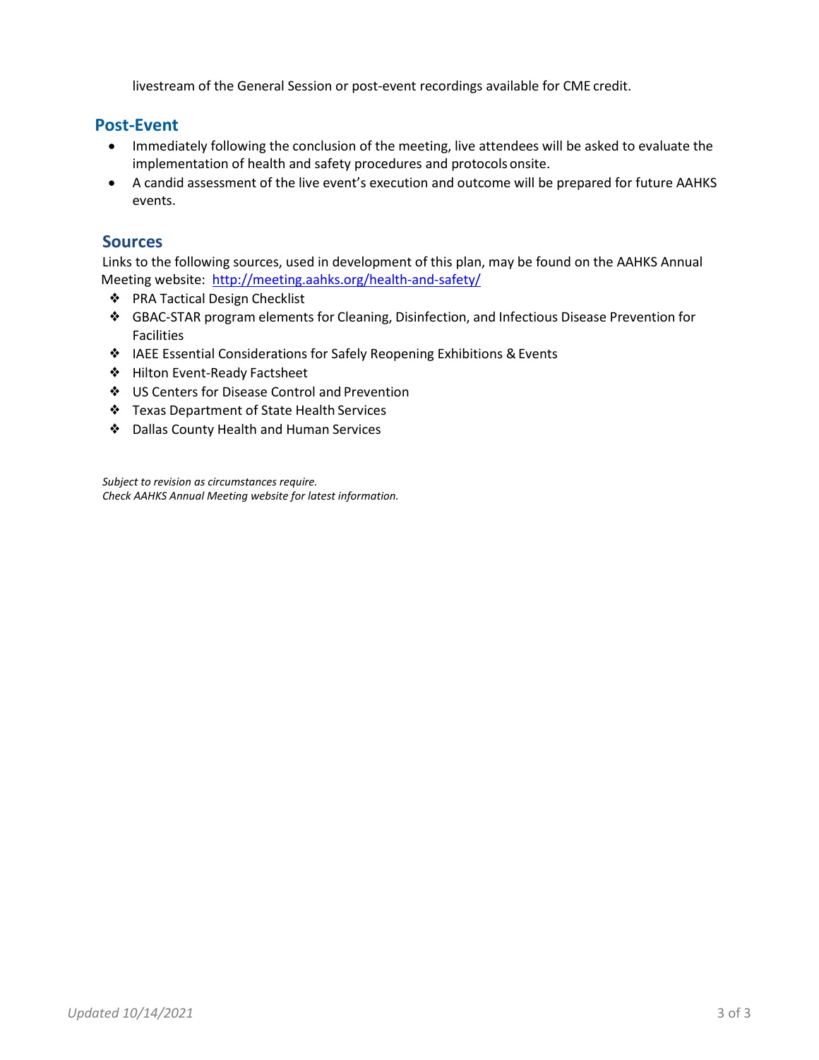livestream of the General Session or post-event recordings available for CME credit.

## Post-Event

- Immediately following the conclusion of the meeting, live attendees will be asked to evaluate the implementation of health and safety procedures and protocols onsite.
- A candid assessment of the live event's execution and outcome will be prepared for future AAHKS events.

## Sources

Links to the following sources, used in development of this plan, may be found on the AAHKS Annual Meeting website: [http://meeting.aahks.org/health-and-safety/](http://meeting.aahks.org/health-and-safety/)

- PRA Tactical Design Checklist
- GBAC-STAR program elements for Cleaning, Disinfection, and Infectious Disease Prevention for Facilities
- IAEE Essential Considerations for Safely Reopening Exhibitions & Events
- Hilton Event-Ready Factsheet
- US Centers for Disease Control and Prevention
- Texas Department of State Health Services
- Dallas County Health and Human Services

*Subject to revision as circumstances require.*
*Check AAHKS Annual Meeting website for latest information.*

*Updated 10/14/2021*